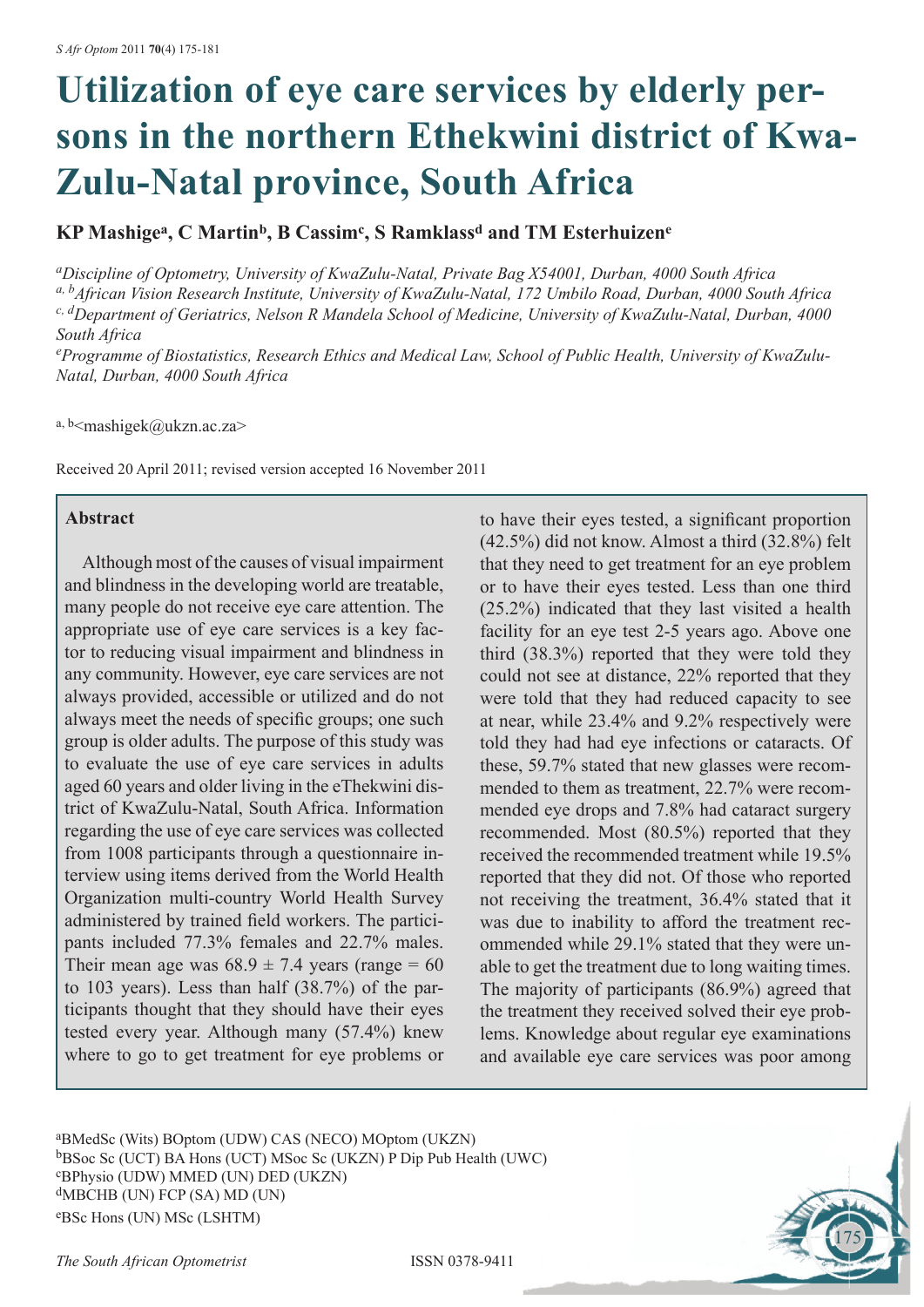# Utilization of eye care services by elderly persons in the northern Ethekwini district of KwaZulu-Natal province, South Africa

**KP Mashige[a], C Martin[b], B Cassim[c], S Ramklass[d] and TM Esterhuizen[e]**

*[a]Discipline of Optometry, University of KwaZulu-Natal, Private Bag X54001, Durban, 4000 South Africa*
*[a, b]African Vision Research Institute, University of KwaZulu-Natal, 172 Umbilo Road, Durban, 4000 South Africa*
*[c, d]Department of Geriatrics, Nelson R Mandela School of Medicine, University of KwaZulu-Natal, Durban, 4000 South Africa*
*[e]Programme of Biostatistics, Research Ethics and Medical Law, School of Public Health, University of KwaZulu-Natal, Durban, 4000 South Africa*

[a, b]<mashigek@ukzn.ac.za>

Received 20 April 2011; revised version accepted 16 November 2011

## Abstract

Although most of the causes of visual impairment and blindness in the developing world are treatable, many people do not receive eye care attention. The appropriate use of eye care services is a key factor to reducing visual impairment and blindness in any community. However, eye care services are not always provided, accessible or utilized and do not always meet the needs of specific groups; one such group is older adults. The purpose of this study was to evaluate the use of eye care services in adults aged 60 years and older living in the eThekwini district of KwaZulu-Natal, South Africa. Information regarding the use of eye care services was collected from 1008 participants through a questionnaire interview using items derived from the World Health Organization multi-country World Health Survey administered by trained field workers. The participants included 77.3% females and 22.7% males. Their mean age was 68.9 ± 7.4 years (range = 60 to 103 years). Less than half (38.7%) of the participants thought that they should have their eyes tested every year. Although many (57.4%) knew where to go to get treatment for eye problems or to have their eyes tested, a significant proportion (42.5%) did not know. Almost a third (32.8%) felt that they need to get treatment for an eye problem or to have their eyes tested. Less than one third (25.2%) indicated that they last visited a health facility for an eye test 2-5 years ago. Above one third (38.3%) reported that they were told they could not see at distance, 22% reported that they were told that they had reduced capacity to see at near, while 23.4% and 9.2% respectively were told they had had eye infections or cataracts. Of these, 59.7% stated that new glasses were recommended to them as treatment, 22.7% were recommended eye drops and 7.8% had cataract surgery recommended. Most (80.5%) reported that they received the recommended treatment while 19.5% reported that they did not. Of those who reported not receiving the treatment, 36.4% stated that it was due to inability to afford the treatment recommended while 29.1% stated that they were unable to get the treatment due to long waiting times. The majority of participants (86.9%) agreed that the treatment they received solved their eye problems. Knowledge about regular eye examinations and available eye care services was poor among

[a]BMedSc (Wits) BOptom (UDW) CAS (NECO) MOptom (UKZN)
[b]BSoc Sc (UCT) BA Hons (UCT) MSoc Sc (UKZN) P Dip Pub Health (UWC)
[c]BPhysio (UDW) MMED (UN) DED (UKZN)
[d]MBCHB (UN) FCP (SA) MD (UN)
[e]BSc Hons (UN) MSc (LSHTM)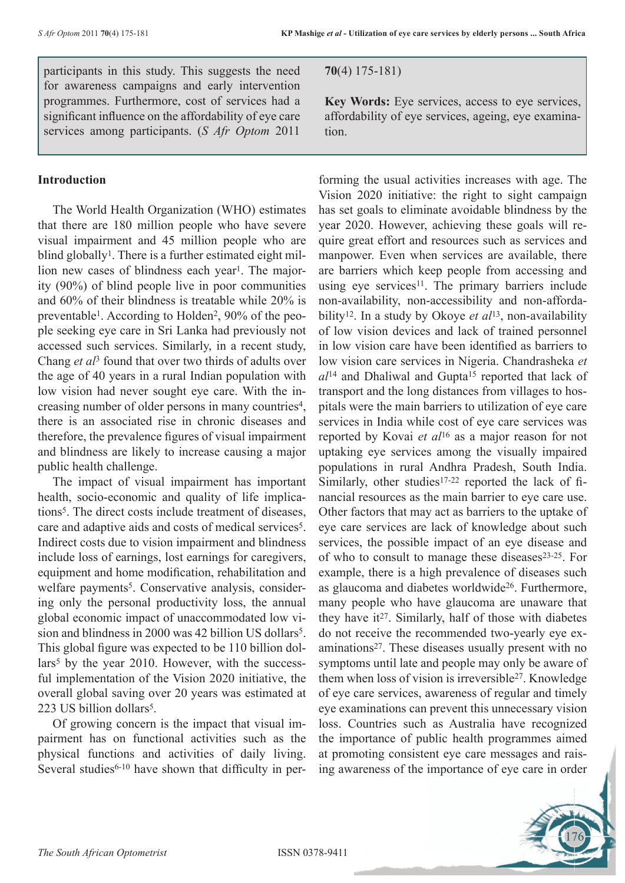participants in this study. This suggests the need for awareness campaigns and early intervention programmes. Furthermore, cost of services had a significant influence on the affordability of eye care services among participants. (*S Afr Optom* 2011 **70**(4) 175-181)

**Key Words:** Eye services, access to eye services, affordability of eye services, ageing, eye examination.

## Introduction

The World Health Organization (WHO) estimates that there are 180 million people who have severe visual impairment and 45 million people who are blind globally[1]. There is a further estimated eight million new cases of blindness each year[1]. The majority (90%) of blind people live in poor communities and 60% of their blindness is treatable while 20% is preventable[1]. According to Holden[2], 90% of the people seeking eye care in Sri Lanka had previously not accessed such services. Similarly, in a recent study, Chang *et al*[3] found that over two thirds of adults over the age of 40 years in a rural Indian population with low vision had never sought eye care. With the increasing number of older persons in many countries[4], there is an associated rise in chronic diseases and therefore, the prevalence figures of visual impairment and blindness are likely to increase causing a major public health challenge.

The impact of visual impairment has important health, socio-economic and quality of life implications[5]. The direct costs include treatment of diseases, care and adaptive aids and costs of medical services[5]. Indirect costs due to vision impairment and blindness include loss of earnings, lost earnings for caregivers, equipment and home modification, rehabilitation and welfare payments[5]. Conservative analysis, considering only the personal productivity loss, the annual global economic impact of unaccommodated low vision and blindness in 2000 was 42 billion US dollars[5]. This global figure was expected to be 110 billion dollars[5] by the year 2010. However, with the successful implementation of the Vision 2020 initiative, the overall global saving over 20 years was estimated at 223 US billion dollars[5].

Of growing concern is the impact that visual impairment has on functional activities such as the physical functions and activities of daily living. Several studies[6-10] have shown that difficulty in performing the usual activities increases with age. The Vision 2020 initiative: the right to sight campaign has set goals to eliminate avoidable blindness by the year 2020. However, achieving these goals will require great effort and resources such as services and manpower. Even when services are available, there are barriers which keep people from accessing and using eye services[11]. The primary barriers include non-availability, non-accessibility and non-affordability[12]. In a study by Okoye *et al*[13], non-availability of low vision devices and lack of trained personnel in low vision care have been identified as barriers to low vision care services in Nigeria. Chandrasheka *et al*[14] and Dhaliwal and Gupta[15] reported that lack of transport and the long distances from villages to hospitals were the main barriers to utilization of eye care services in India while cost of eye care services was reported by Kovai *et al*[16] as a major reason for not uptaking eye services among the visually impaired populations in rural Andhra Pradesh, South India. Similarly, other studies[17-22] reported the lack of financial resources as the main barrier to eye care use. Other factors that may act as barriers to the uptake of eye care services are lack of knowledge about such services, the possible impact of an eye disease and of who to consult to manage these diseases[23-25]. For example, there is a high prevalence of diseases such as glaucoma and diabetes worldwide[26]. Furthermore, many people who have glaucoma are unaware that they have it[27]. Similarly, half of those with diabetes do not receive the recommended two-yearly eye examinations[27]. These diseases usually present with no symptoms until late and people may only be aware of them when loss of vision is irreversible[27]. Knowledge of eye care services, awareness of regular and timely eye examinations can prevent this unnecessary vision loss. Countries such as Australia have recognized the importance of public health programmes aimed at promoting consistent eye care messages and raising awareness of the importance of eye care in order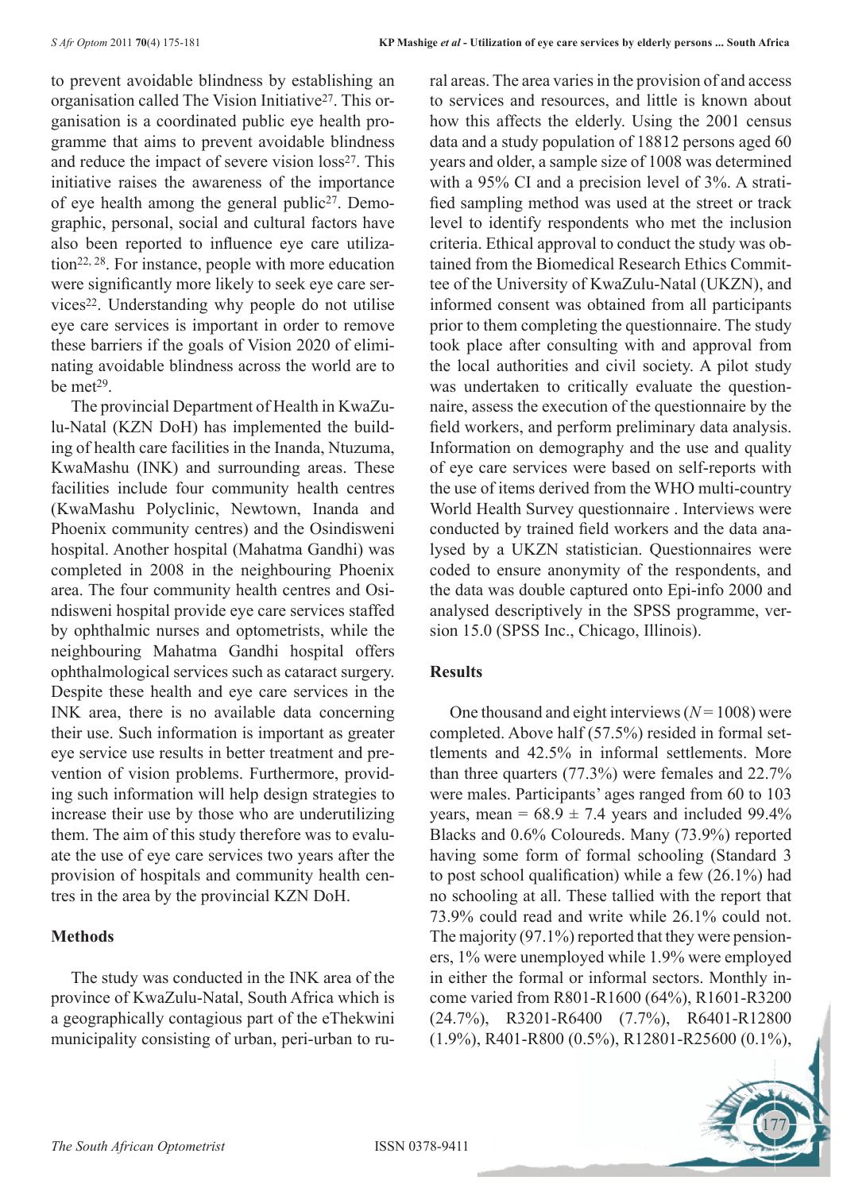to prevent avoidable blindness by establishing an organisation called The Vision Initiative[27]. This organisation is a coordinated public eye health programme that aims to prevent avoidable blindness and reduce the impact of severe vision loss[27]. This initiative raises the awareness of the importance of eye health among the general public[27]. Demographic, personal, social and cultural factors have also been reported to influence eye care utilization[22, 28]. For instance, people with more education were significantly more likely to seek eye care services[22]. Understanding why people do not utilise eye care services is important in order to remove these barriers if the goals of Vision 2020 of eliminating avoidable blindness across the world are to be met[29].

The provincial Department of Health in KwaZulu-Natal (KZN DoH) has implemented the building of health care facilities in the Inanda, Ntuzuma, KwaMashu (INK) and surrounding areas. These facilities include four community health centres (KwaMashu Polyclinic, Newtown, Inanda and Phoenix community centres) and the Osindisweni hospital. Another hospital (Mahatma Gandhi) was completed in 2008 in the neighbouring Phoenix area. The four community health centres and Osindisweni hospital provide eye care services staffed by ophthalmic nurses and optometrists, while the neighbouring Mahatma Gandhi hospital offers ophthalmological services such as cataract surgery. Despite these health and eye care services in the INK area, there is no available data concerning their use. Such information is important as greater eye service use results in better treatment and prevention of vision problems. Furthermore, providing such information will help design strategies to increase their use by those who are underutilizing them. The aim of this study therefore was to evaluate the use of eye care services two years after the provision of hospitals and community health centres in the area by the provincial KZN DoH.

## Methods

The study was conducted in the INK area of the province of KwaZulu-Natal, South Africa which is a geographically contagious part of the eThekwini municipality consisting of urban, peri-urban to rural areas. The area varies in the provision of and access to services and resources, and little is known about how this affects the elderly. Using the 2001 census data and a study population of 18812 persons aged 60 years and older, a sample size of 1008 was determined with a 95% CI and a precision level of 3%. A stratified sampling method was used at the street or track level to identify respondents who met the inclusion criteria. Ethical approval to conduct the study was obtained from the Biomedical Research Ethics Committee of the University of KwaZulu-Natal (UKZN), and informed consent was obtained from all participants prior to them completing the questionnaire. The study took place after consulting with and approval from the local authorities and civil society. A pilot study was undertaken to critically evaluate the questionnaire, assess the execution of the questionnaire by the field workers, and perform preliminary data analysis. Information on demography and the use and quality of eye care services were based on self-reports with the use of items derived from the WHO multi-country World Health Survey questionnaire . Interviews were conducted by trained field workers and the data analysed by a UKZN statistician. Questionnaires were coded to ensure anonymity of the respondents, and the data was double captured onto Epi-info 2000 and analysed descriptively in the SPSS programme, version 15.0 (SPSS Inc., Chicago, Illinois).

## Results

One thousand and eight interviews ($N = 1008$) were completed. Above half (57.5%) resided in formal settlements and 42.5% in informal settlements. More than three quarters (77.3%) were females and 22.7% were males. Participants' ages ranged from 60 to 103 years, mean = $68.9 \pm 7.4$ years and included 99.4% Blacks and 0.6% Coloureds. Many (73.9%) reported having some form of formal schooling (Standard 3 to post school qualification) while a few (26.1%) had no schooling at all. These tallied with the report that 73.9% could read and write while 26.1% could not. The majority (97.1%) reported that they were pensioners, 1% were unemployed while 1.9% were employed in either the formal or informal sectors. Monthly income varied from R801-R1600 (64%), R1601-R3200 (24.7%), R3201-R6400 (7.7%), R6401-R12800 (1.9%), R401-R800 (0.5%), R12801-R25600 (0.1%),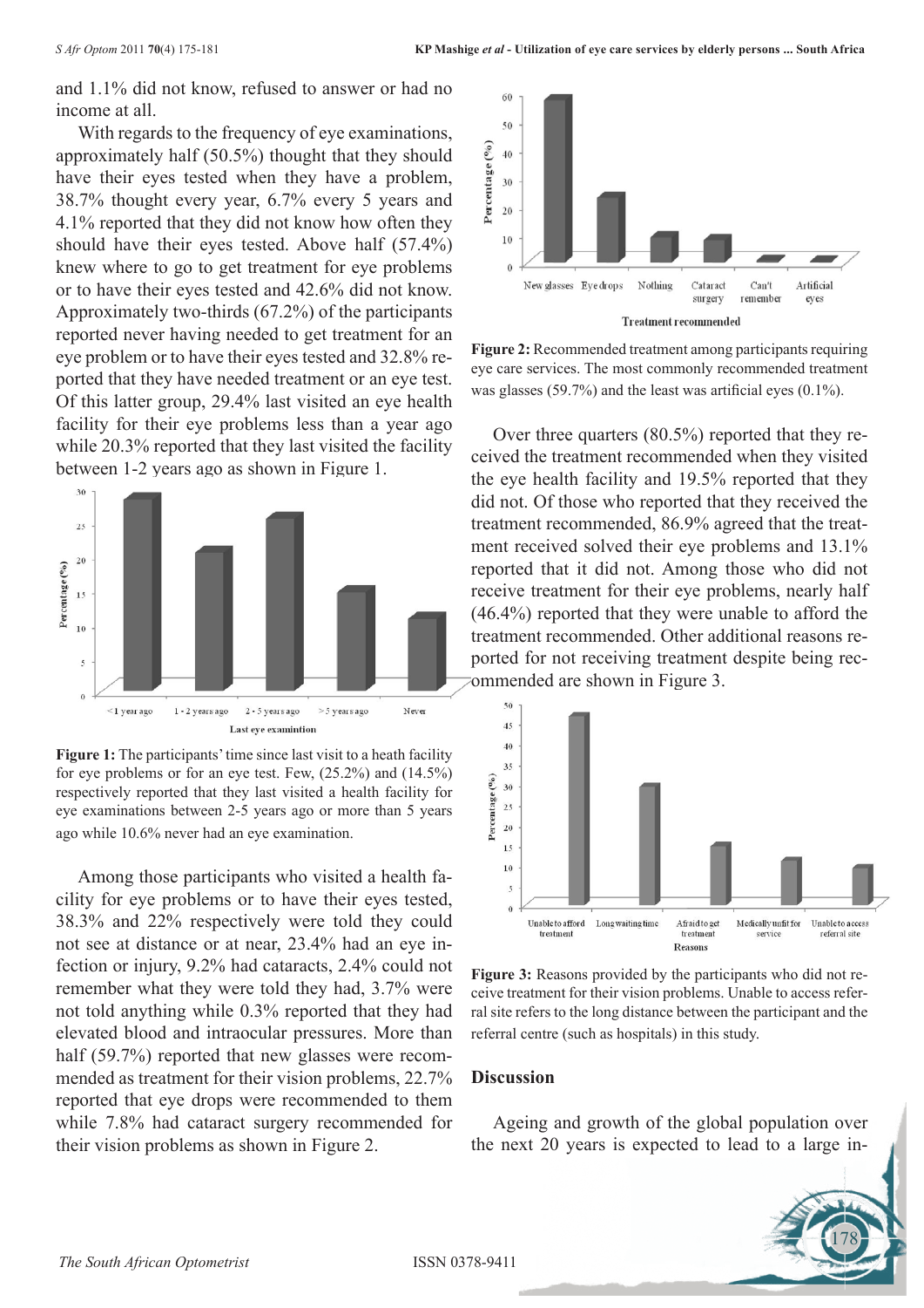and 1.1% did not know, refused to answer or had no income at all.

With regards to the frequency of eye examinations, approximately half (50.5%) thought that they should have their eyes tested when they have a problem, 38.7% thought every year, 6.7% every 5 years and 4.1% reported that they did not know how often they should have their eyes tested. Above half (57.4%) knew where to go to get treatment for eye problems or to have their eyes tested and 42.6% did not know. Approximately two-thirds (67.2%) of the participants reported never having needed to get treatment for an eye problem or to have their eyes tested and 32.8% reported that they have needed treatment or an eye test. Of this latter group, 29.4% last visited an eye health facility for their eye problems less than a year ago while 20.3% reported that they last visited the facility between 1-2 years ago as shown in Figure 1.

**Figure 1:** The participants' time since last visit to a heath facility for eye problems or for an eye test. Few, (25.2%) and (14.5%) respectively reported that they last visited a health facility for eye examinations between 2-5 years ago or more than 5 years ago while 10.6% never had an eye examination.

Among those participants who visited a health facility for eye problems or to have their eyes tested, 38.3% and 22% respectively were told they could not see at distance or at near, 23.4% had an eye infection or injury, 9.2% had cataracts, 2.4% could not remember what they were told they had, 3.7% were not told anything while 0.3% reported that they had elevated blood and intraocular pressures. More than half (59.7%) reported that new glasses were recommended as treatment for their vision problems, 22.7% reported that eye drops were recommended to them while 7.8% had cataract surgery recommended for their vision problems as shown in Figure 2.

**Figure 2:** Recommended treatment among participants requiring eye care services. The most commonly recommended treatment was glasses (59.7%) and the least was artificial eyes (0.1%).

Over three quarters (80.5%) reported that they received the treatment recommended when they visited the eye health facility and 19.5% reported that they did not. Of those who reported that they received the treatment recommended, 86.9% agreed that the treatment received solved their eye problems and 13.1% reported that it did not. Among those who did not receive treatment for their eye problems, nearly half (46.4%) reported that they were unable to afford the treatment recommended. Other additional reasons reported for not receiving treatment despite being recommended are shown in Figure 3.

**Figure 3:** Reasons provided by the participants who did not receive treatment for their vision problems. Unable to access referral site refers to the long distance between the participant and the referral centre (such as hospitals) in this study.

## Discussion

Ageing and growth of the global population over the next 20 years is expected to lead to a large in-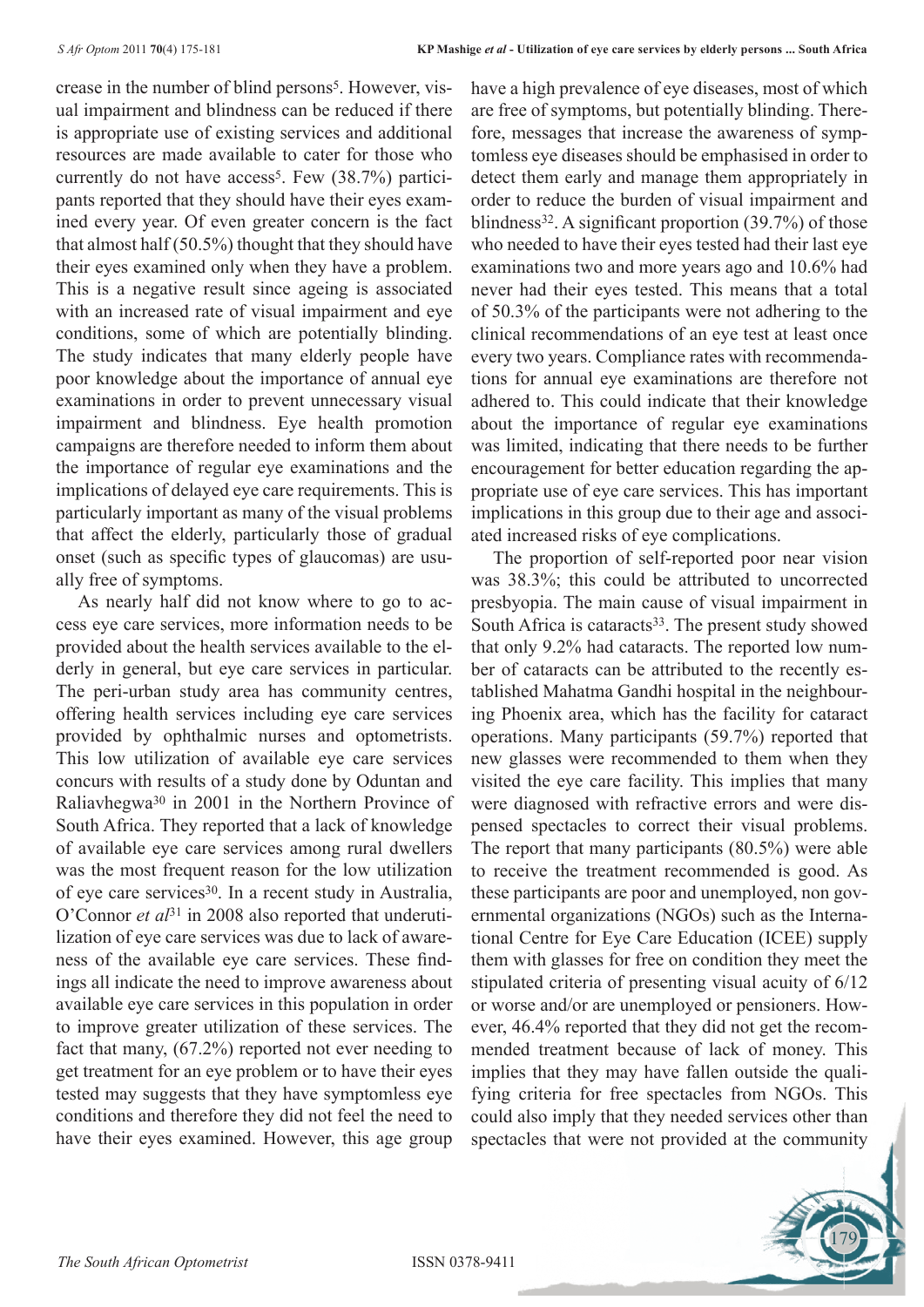crease in the number of blind persons[5]. However, visual impairment and blindness can be reduced if there is appropriate use of existing services and additional resources are made available to cater for those who currently do not have access[5]. Few (38.7%) participants reported that they should have their eyes examined every year. Of even greater concern is the fact that almost half (50.5%) thought that they should have their eyes examined only when they have a problem. This is a negative result since ageing is associated with an increased rate of visual impairment and eye conditions, some of which are potentially blinding. The study indicates that many elderly people have poor knowledge about the importance of annual eye examinations in order to prevent unnecessary visual impairment and blindness. Eye health promotion campaigns are therefore needed to inform them about the importance of regular eye examinations and the implications of delayed eye care requirements. This is particularly important as many of the visual problems that affect the elderly, particularly those of gradual onset (such as specific types of glaucomas) are usually free of symptoms.

As nearly half did not know where to go to access eye care services, more information needs to be provided about the health services available to the elderly in general, but eye care services in particular. The peri-urban study area has community centres, offering health services including eye care services provided by ophthalmic nurses and optometrists. This low utilization of available eye care services concurs with results of a study done by Oduntan and Raliavhegwa[30] in 2001 in the Northern Province of South Africa. They reported that a lack of knowledge of available eye care services among rural dwellers was the most frequent reason for the low utilization of eye care services[30]. In a recent study in Australia, O'Connor *et al*[31] in 2008 also reported that underutilization of eye care services was due to lack of awareness of the available eye care services. These findings all indicate the need to improve awareness about available eye care services in this population in order to improve greater utilization of these services. The fact that many, (67.2%) reported not ever needing to get treatment for an eye problem or to have their eyes tested may suggest that they have symptomless eye conditions and therefore they did not feel the need to have their eyes examined. However, this age group have a high prevalence of eye diseases, most of which are free of symptoms, but potentially blinding. Therefore, messages that increase the awareness of symptomless eye diseases should be emphasised in order to detect them early and manage them appropriately in order to reduce the burden of visual impairment and blindness[32]. A significant proportion (39.7%) of those who needed to have their eyes tested had their last eye examinations two and more years ago and 10.6% had never had their eyes tested. This means that a total of 50.3% of the participants were not adhering to the clinical recommendations of an eye test at least once every two years. Compliance rates with recommendations for annual eye examinations are therefore not adhered to. This could indicate that their knowledge about the importance of regular eye examinations was limited, indicating that there needs to be further encouragement for better education regarding the appropriate use of eye care services. This has important implications in this group due to their age and associated increased risks of eye complications.

The proportion of self-reported poor near vision was 38.3%; this could be attributed to uncorrected presbyopia. The main cause of visual impairment in South Africa is cataracts[33]. The present study showed that only 9.2% had cataracts. The reported low number of cataracts can be attributed to the recently established Mahatma Gandhi hospital in the neighbouring Phoenix area, which has the facility for cataract operations. Many participants (59.7%) reported that new glasses were recommended to them when they visited the eye care facility. This implies that many were diagnosed with refractive errors and were dispensed spectacles to correct their visual problems. The report that many participants (80.5%) were able to receive the treatment recommended is good. As these participants are poor and unemployed, non governmental organizations (NGOs) such as the International Centre for Eye Care Education (ICEE) supply them with glasses for free on condition they meet the stipulated criteria of presenting visual acuity of 6/12 or worse and/or are unemployed or pensioners. However, 46.4% reported that they did not get the recommended treatment because of lack of money. This implies that they may have fallen outside the qualifying criteria for free spectacles from NGOs. This could also imply that they needed services other than spectacles that were not provided at the community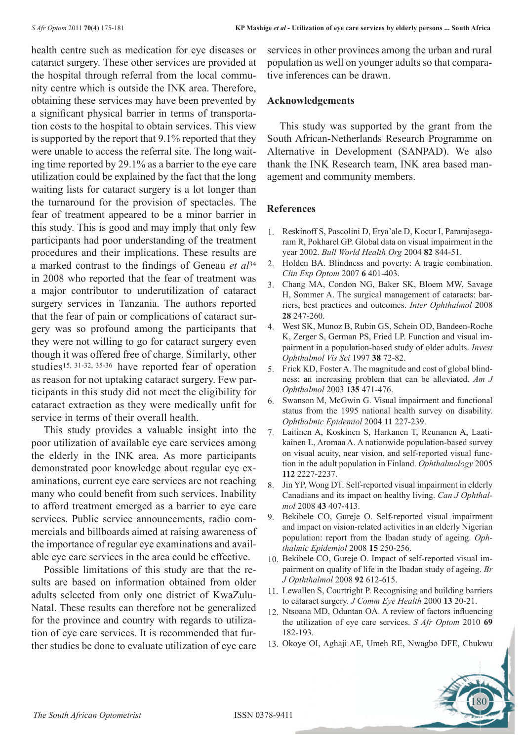health centre such as medication for eye diseases or cataract surgery. These other services are provided at the hospital through referral from the local community centre which is outside the INK area. Therefore, obtaining these services may have been prevented by a significant physical barrier in terms of transportation costs to the hospital to obtain services. This view is supported by the report that 9.1% reported that they were unable to access the referral site. The long waiting time reported by 29.1% as a barrier to the eye care utilization could be explained by the fact that the long waiting lists for cataract surgery is a lot longer than the turnaround for the provision of spectacles. The fear of treatment appeared to be a minor barrier in this study. This is good and may imply that only few participants had poor understanding of the treatment procedures and their implications. These results are a marked contrast to the findings of Geneau *et al*[34] in 2008 who reported that the fear of treatment was a major contributor to underutilization of cataract surgery services in Tanzania. The authors reported that the fear of pain or complications of cataract surgery was so profound among the participants that they were not willing to go for cataract surgery even though it was offered free of charge. Similarly, other studies[15, 31-32, 35-36] have reported fear of operation as reason for not uptaking cataract surgery. Few participants in this study did not meet the eligibility for cataract extraction as they were medically unfit for service in terms of their overall health.

This study provides a valuable insight into the poor utilization of available eye care services among the elderly in the INK area. As more participants demonstrated poor knowledge about regular eye examinations, current eye care services are not reaching many who could benefit from such services. Inability to afford treatment emerged as a barrier to eye care services. Public service announcements, radio commercials and billboards aimed at raising awareness of the importance of regular eye examinations and available eye care services in the area could be effective.

Possible limitations of this study are that the results are based on information obtained from older adults selected from only one district of KwaZulu-Natal. These results can therefore not be generalized for the province and country with regards to utilization of eye care services. It is recommended that further studies be done to evaluate utilization of eye care services in other provinces among the urban and rural population as well on younger adults so that comparative inferences can be drawn.

## Acknowledgements

This study was supported by the grant from the South African-Netherlands Research Programme on Alternative in Development (SANPAD). We also thank the INK Research team, INK area based management and community members.

## References

1. Reskinoff S, Pascolini D, Etya'ale D, Kocur I, Pararajasegaram R, Pokharel GP. Global data on visual impairment in the year 2002. *Bull World Health Org* 2004 **82** 844-51.
2. Holden BA. Blindness and poverty: A tragic combination. *Clin Exp Optom* 2007 **6** 401-403.
3. Chang MA, Condon NG, Baker SK, Bloem MW, Savage H, Sommer A. The surgical management of cataracts: barriers, best practices and outcomes. *Inter Ophthalmol* 2008 **28** 247-260.
4. West SK, Munoz B, Rubin GS, Schein OD, Bandeen-Roche K, Zerger S, German PS, Fried LP. Function and visual impairment in a population-based study of older adults. *Invest Ophthalmol Vis Sci* 1997 **38** 72-82.
5. Frick KD, Foster A. The magnitude and cost of global blindness: an increasing problem that can be alleviated. *Am J Ophthalmol* 2003 **135** 471-476.
6. Swanson M, McGwin G. Visual impairment and functional status from the 1995 national health survey on disability. *Ophthalmic Epidemiol* 2004 **11** 227-239.
7. Laitinen A, Koskinen S, Harkanen T, Reunanen A, Laatikainen L, Aromaa A. A nationwide population-based survey on visual acuity, near vision, and self-reported visual function in the adult population in Finland. *Ophthalmology* 2005 **112** 2227-2237.
8. Jin YP, Wong DT. Self-reported visual impairment in elderly Canadians and its impact on healthy living. *Can J Ophthalmol* 2008 **43** 407-413.
9. Bekibele CO, Gureje O. Self-reported visual impairment and impact on vision-related activities in an elderly Nigerian population: report from the Ibadan study of ageing. *Ophthalmic Epidemiol* 2008 **15** 250-256.
10. Bekibele CO, Gureje O. Impact of self-reported visual impairment on quality of life in the Ibadan study of ageing. *Br J Opththalmol* 2008 **92** 612-615.
11. Lewallen S, Courtright P. Recognising and building barriers to cataract surgery. *J Comm Eye Health* 2000 **13** 20-21.
12. Ntsoana MD, Oduntan OA. A review of factors influencing the utilization of eye care services. *S Afr Optom* 2010 **69** 182-193.
13. Okoye OI, Aghaji AE, Umeh RE, Nwagbo DFE, Chukwu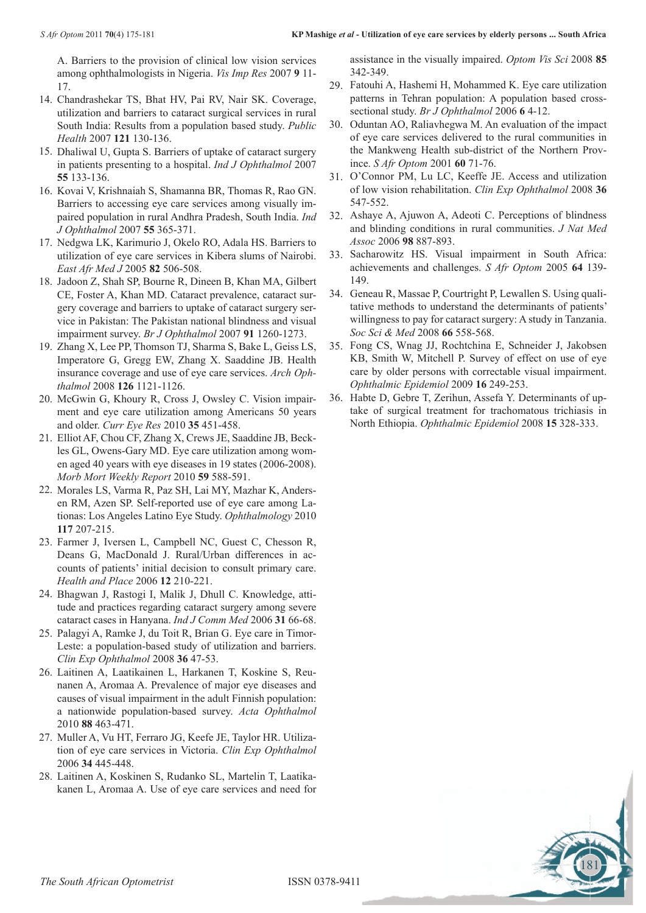A. Barriers to the provision of clinical low vision services among ophthalmologists in Nigeria. *Vis Imp Res* 2007 **9** 11-17.

14. Chandrashekar TS, Bhat HV, Pai RV, Nair SK. Coverage, utilization and barriers to cataract surgical services in rural South India: Results from a population based study. *Public Health* 2007 **121** 130-136.
15. Dhaliwal U, Gupta S. Barriers of uptake of cataract surgery in patients presenting to a hospital. *Ind J Ophthalmol* 2007 **55** 133-136.
16. Kovai V, Krishnaiah S, Shamanna BR, Thomas R, Rao GN. Barriers to accessing eye care services among visually impaired population in rural Andhra Pradesh, South India. *Ind J Ophthalmol* 2007 **55** 365-371.
17. Nedgwa LK, Karimurio J, Okelo RO, Adala HS. Barriers to utilization of eye care services in Kibera slums of Nairobi. *East Afr Med J* 2005 **82** 506-508.
18. Jadoon Z, Shah SP, Bourne R, Dineen B, Khan MA, Gilbert CE, Foster A, Khan MD. Cataract prevalence, cataract surgery coverage and barriers to uptake of cataract surgery service in Pakistan: The Pakistan national blindness and visual impairment survey. *Br J Ophthalmol* 2007 **91** 1260-1273.
19. Zhang X, Lee PP, Thomson TJ, Sharma S, Bake L, Geiss LS, Imperatore G, Gregg EW, Zhang X. Saaddine JB. Health insurance coverage and use of eye care services. *Arch Ophthalmol* 2008 **126** 1121-1126.
20. McGwin G, Khoury R, Cross J, Owsley C. Vision impairment and eye care utilization among Americans 50 years and older. *Curr Eye Res* 2010 **35** 451-458.
21. Elliot AF, Chou CF, Zhang X, Crews JE, Saaddine JB, Beckles GL, Owens-Gary MD. Eye care utilization among women aged 40 years with eye diseases in 19 states (2006-2008). *Morb Mort Weekly Report* 2010 **59** 588-591.
22. Morales LS, Varma R, Paz SH, Lai MY, Mazhar K, Andersen RM, Azen SP. Self-reported use of eye care among Lationas: Los Angeles Latino Eye Study. *Ophthalmology* 2010 **117** 207-215.
23. Farmer J, Iversen L, Campbell NC, Guest C, Chesson R, Deans G, MacDonald J. Rural/Urban differences in accounts of patients' initial decision to consult primary care. *Health and Place* 2006 **12** 210-221.
24. Bhagwan J, Rastogi I, Malik J, Dhull C. Knowledge, attitude and practices regarding cataract surgery among severe cataract cases in Hanyana. *Ind J Comm Med* 2006 **31** 66-68.
25. Palagyi A, Ramke J, du Toit R, Brian G. Eye care in Timor-Leste: a population-based study of utilization and barriers. *Clin Exp Ophthalmol* 2008 **36** 47-53.
26. Laitinen A, Laatikainen L, Harkanen T, Koskine S, Reunanen A, Aromaa A. Prevalence of major eye diseases and causes of visual impairment in the adult Finnish population: a nationwide population-based survey. *Acta Ophthalmol* 2010 **88** 463-471.
27. Muller A, Vu HT, Ferraro JG, Keefe JE, Taylor HR. Utilization of eye care services in Victoria. *Clin Exp Ophthalmol* 2006 **34** 445-448.
28. Laitinen A, Koskinen S, Rudanko SL, Martelin T, Laatikakanen L, Aromaa A. Use of eye care services and need for assistance in the visually impaired. *Optom Vis Sci* 2008 **85** 342-349.
29. Fatouhi A, Hashemi H, Mohammed K. Eye care utilization patterns in Tehran population: A population based cross-sectional study. *Br J Ophthalmol* 2006 **6** 4-12.
30. Oduntan AO, Raliavhegwa M. An evaluation of the impact of eye care services delivered to the rural communities in the Mankweng Health sub-district of the Northern Province. *S Afr Optom* 2001 **60** 71-76.
31. O'Connor PM, Lu LC, Keeffe JE. Access and utilization of low vision rehabilitation. *Clin Exp Ophthalmol* 2008 **36** 547-552.
32. Ashaye A, Ajuwon A, Adeoti C. Perceptions of blindness and blinding conditions in rural communities. *J Nat Med Assoc* 2006 **98** 887-893.
33. Sacharowitz HS. Visual impairment in South Africa: achievements and challenges. *S Afr Optom* 2005 **64** 139-149.
34. Geneau R, Massae P, Courtright P, Lewallen S. Using qualitative methods to understand the determinants of patients' willingness to pay for cataract surgery: A study in Tanzania. *Soc Sci & Med* 2008 **66** 558-568.
35. Fong CS, Wnag JJ, Rochtchina E, Schneider J, Jakobsen KB, Smith W, Mitchell P. Survey of effect on use of eye care by older persons with correctable visual impairment. *Ophthalmic Epidemiol* 2009 **16** 249-253.
36. Habte D, Gebre T, Zerihun, Assefa Y. Determinants of uptake of surgical treatment for trachomatous trichiasis in North Ethiopia. *Ophthalmic Epidemiol* 2008 **15** 328-333.